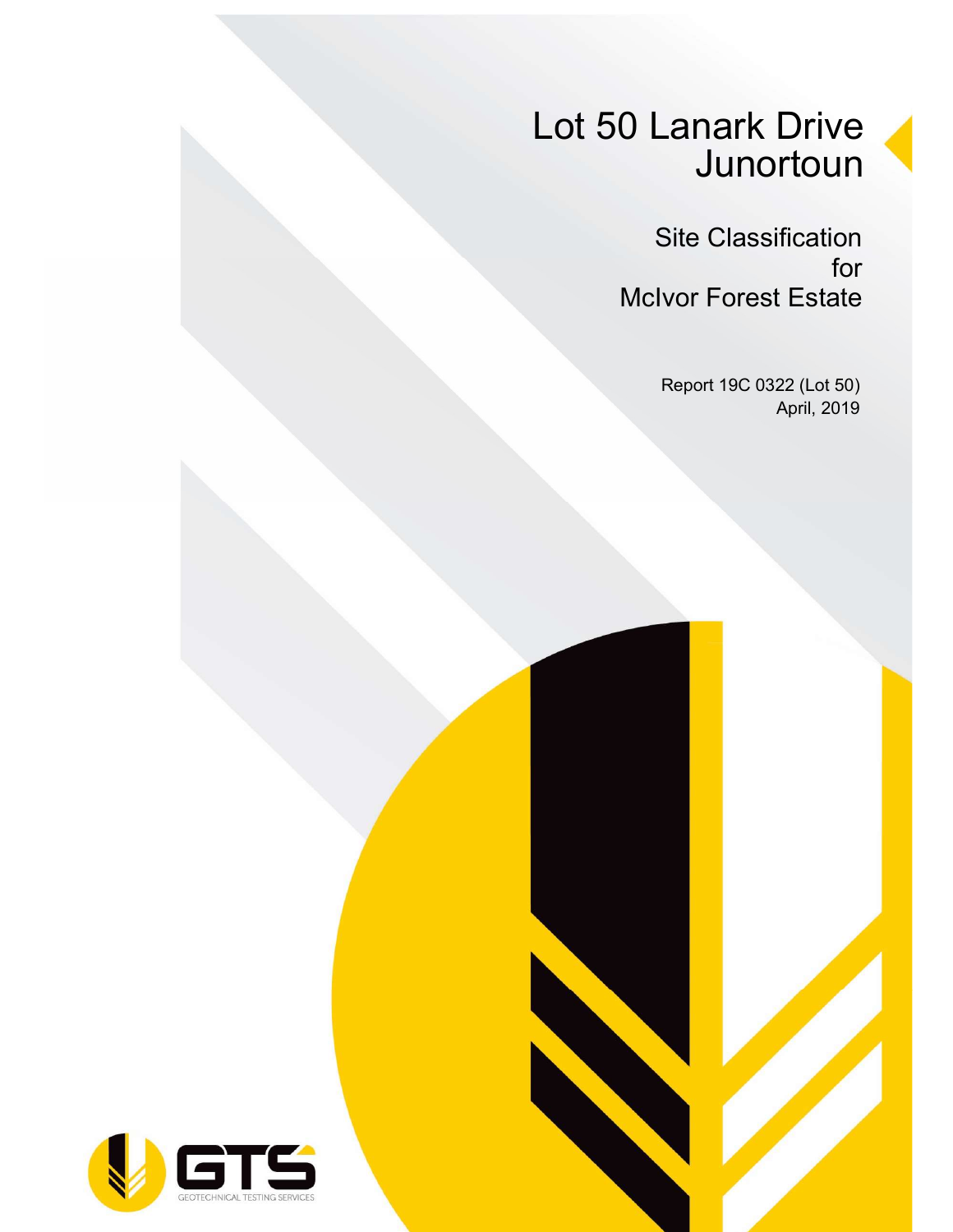# Lot 50 Lanark Drive Junortoun

## Site Classification for McIvor Forest Estate

Report 19C 0322 (Lot 50)
April, 2019

GTS
GEOTECHNICAL TESTING SERVICES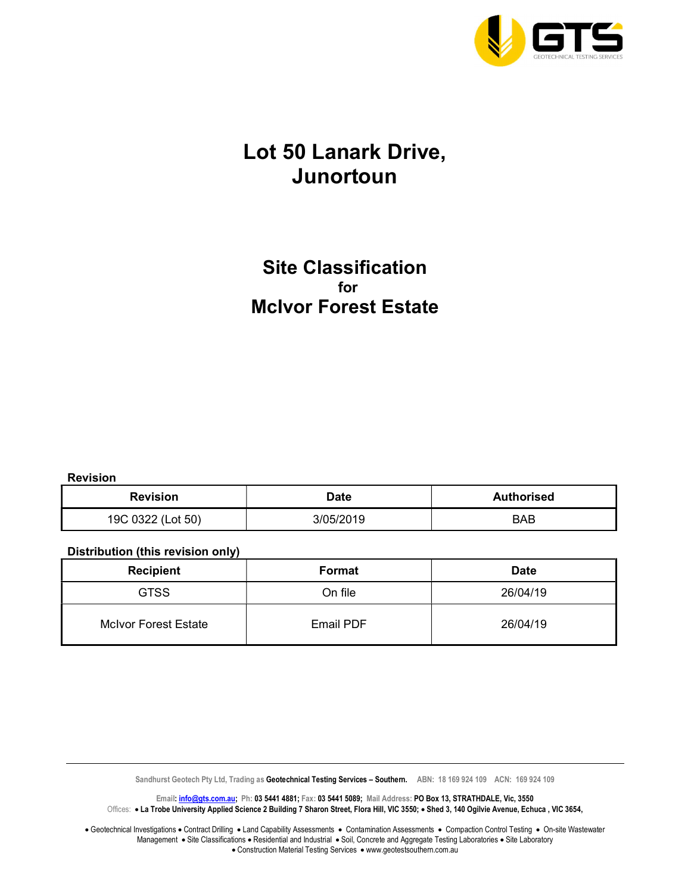# Lot 50 Lanark Drive, Junortoun

## Site Classification
for
## McIvor Forest Estate

**Revision**

| Revision | Date | Authorised |
|---|---|---|
| 19C 0322 (Lot 50) | 3/05/2019 | BAB |

**Distribution (this revision only)**

| Recipient | Format | Date |
|---|---|---|
| GTSS | On file | 26/04/19 |
| McIvor Forest Estate | Email PDF | 26/04/19 |

Sandhurst Geotech Pty Ltd, Trading as **Geotechnical Testing Services – Southern.** ABN: 18 169 924 109 ACN: 169 924 109

Email: info@gts.com.au; Ph: 03 5441 4881; Fax: 03 5441 5089; Mail Address: PO Box 13, STRATHDALE, Vic, 3550

Offices: • La Trobe University Applied Science 2 Building 7 Sharon Street, Flora Hill, VIC 3550; • Shed 3, 140 Ogilvie Avenue, Echuca , VIC 3654,

• Geotechnical Investigations • Contract Drilling • Land Capability Assessments • Contamination Assessments • Compaction Control Testing • On-site Wastewater Management • Site Classifications • Residential and Industrial • Soil, Concrete and Aggregate Testing Laboratories • Site Laboratory • Construction Material Testing Services • www.geotestsouthern.com.au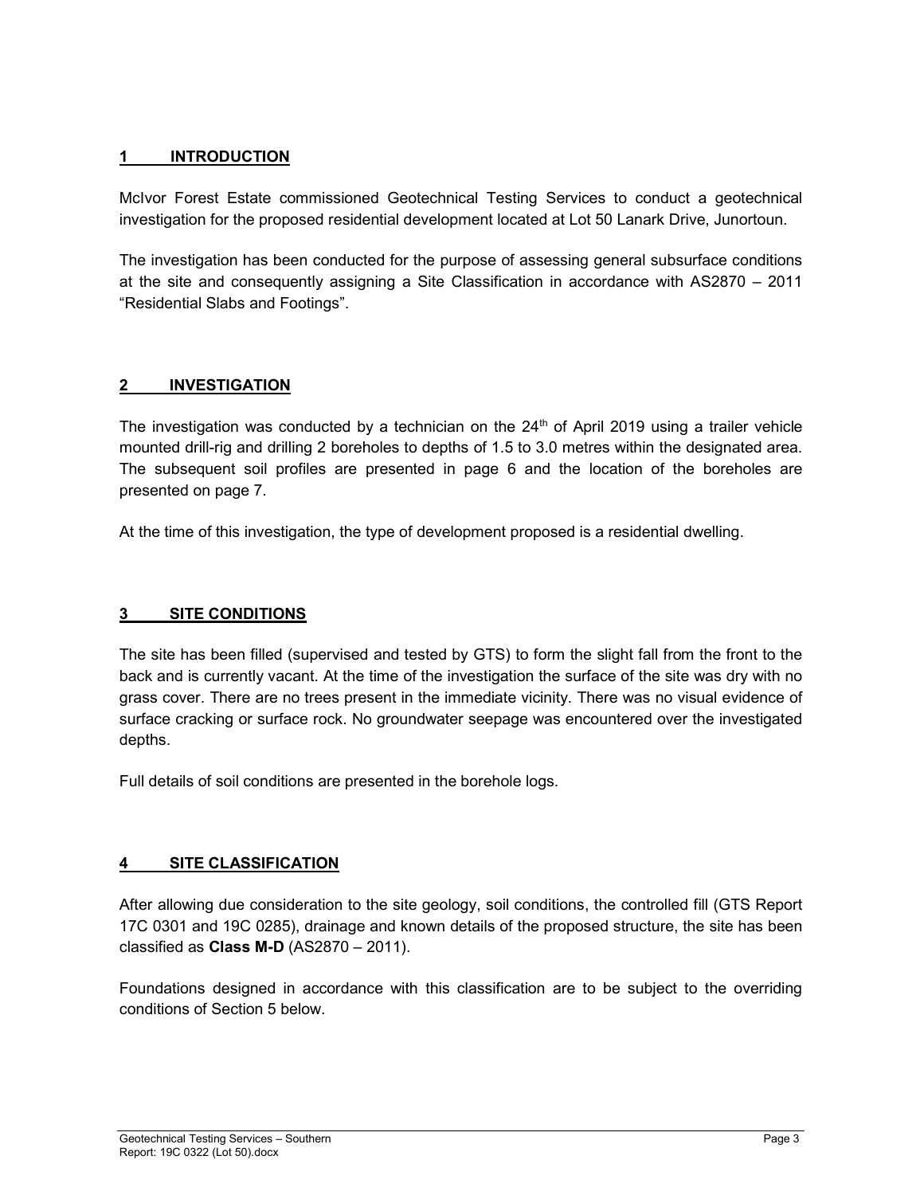## 1 INTRODUCTION

McIvor Forest Estate commissioned Geotechnical Testing Services to conduct a geotechnical investigation for the proposed residential development located at Lot 50 Lanark Drive, Junortoun.

The investigation has been conducted for the purpose of assessing general subsurface conditions at the site and consequently assigning a Site Classification in accordance with AS2870 – 2011 "Residential Slabs and Footings".

## 2 INVESTIGATION

The investigation was conducted by a technician on the 24th of April 2019 using a trailer vehicle mounted drill-rig and drilling 2 boreholes to depths of 1.5 to 3.0 metres within the designated area. The subsequent soil profiles are presented in page 6 and the location of the boreholes are presented on page 7.

At the time of this investigation, the type of development proposed is a residential dwelling.

## 3 SITE CONDITIONS

The site has been filled (supervised and tested by GTS) to form the slight fall from the front to the back and is currently vacant. At the time of the investigation the surface of the site was dry with no grass cover. There are no trees present in the immediate vicinity. There was no visual evidence of surface cracking or surface rock. No groundwater seepage was encountered over the investigated depths.

Full details of soil conditions are presented in the borehole logs.

## 4 SITE CLASSIFICATION

After allowing due consideration to the site geology, soil conditions, the controlled fill (GTS Report 17C 0301 and 19C 0285), drainage and known details of the proposed structure, the site has been classified as **Class M-D** (AS2870 – 2011).

Foundations designed in accordance with this classification are to be subject to the overriding conditions of Section 5 below.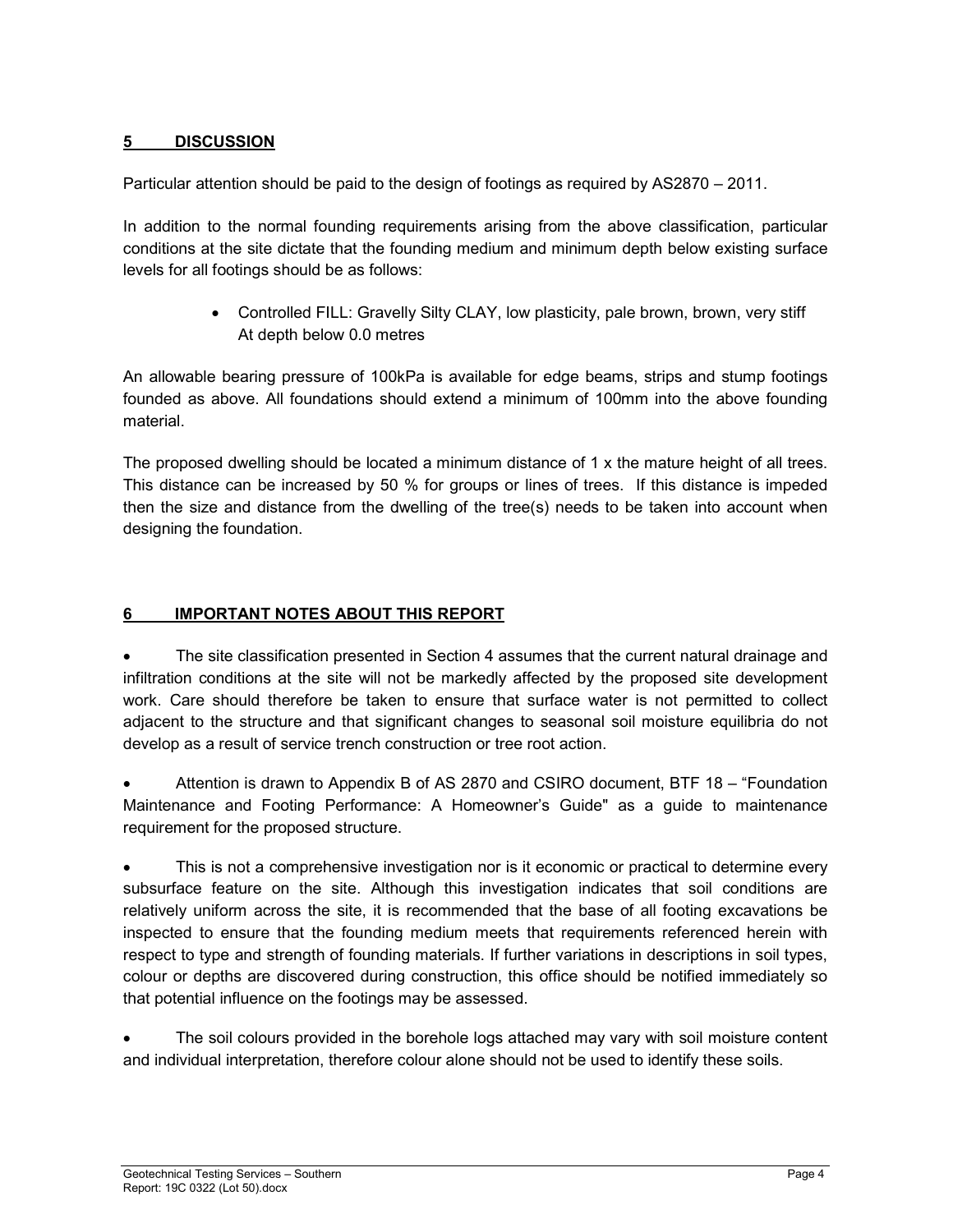## 5 DISCUSSION

Particular attention should be paid to the design of footings as required by AS2870 – 2011.

In addition to the normal founding requirements arising from the above classification, particular conditions at the site dictate that the founding medium and minimum depth below existing surface levels for all footings should be as follows:

- Controlled FILL: Gravelly Silty CLAY, low plasticity, pale brown, brown, very stiff
  At depth below 0.0 metres

An allowable bearing pressure of 100kPa is available for edge beams, strips and stump footings founded as above. All foundations should extend a minimum of 100mm into the above founding material.

The proposed dwelling should be located a minimum distance of 1 x the mature height of all trees. This distance can be increased by 50 % for groups or lines of trees. If this distance is impeded then the size and distance from the dwelling of the tree(s) needs to be taken into account when designing the foundation.

## 6 IMPORTANT NOTES ABOUT THIS REPORT

- The site classification presented in Section 4 assumes that the current natural drainage and infiltration conditions at the site will not be markedly affected by the proposed site development work. Care should therefore be taken to ensure that surface water is not permitted to collect adjacent to the structure and that significant changes to seasonal soil moisture equilibria do not develop as a result of service trench construction or tree root action.

- Attention is drawn to Appendix B of AS 2870 and CSIRO document, BTF 18 – "Foundation Maintenance and Footing Performance: A Homeowner's Guide" as a guide to maintenance requirement for the proposed structure.

- This is not a comprehensive investigation nor is it economic or practical to determine every subsurface feature on the site. Although this investigation indicates that soil conditions are relatively uniform across the site, it is recommended that the base of all footing excavations be inspected to ensure that the founding medium meets that requirements referenced herein with respect to type and strength of founding materials. If further variations in descriptions in soil types, colour or depths are discovered during construction, this office should be notified immediately so that potential influence on the footings may be assessed.

- The soil colours provided in the borehole logs attached may vary with soil moisture content and individual interpretation, therefore colour alone should not be used to identify these soils.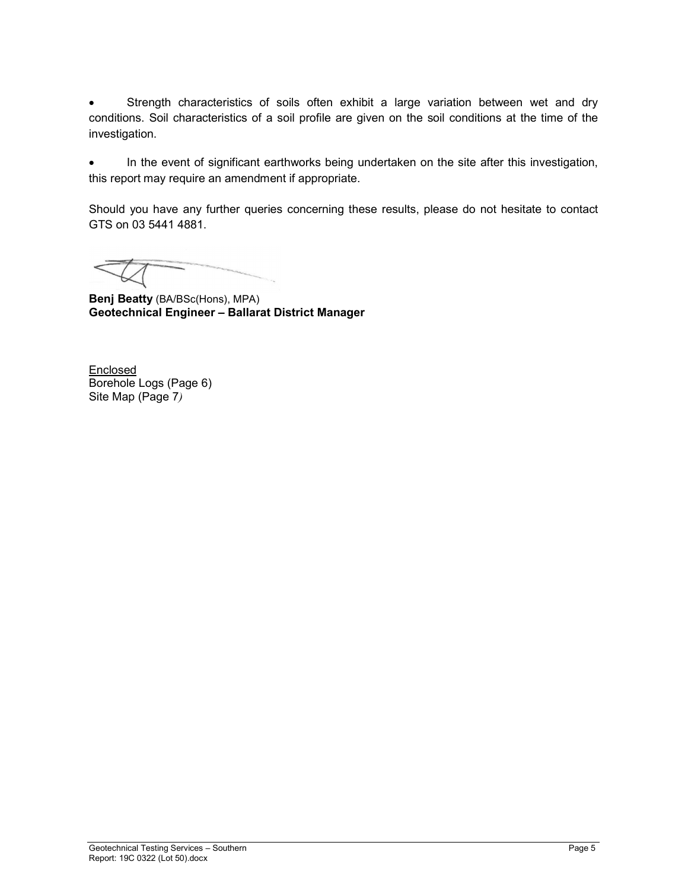- Strength characteristics of soils often exhibit a large variation between wet and dry conditions. Soil characteristics of a soil profile are given on the soil conditions at the time of the investigation.

- In the event of significant earthworks being undertaken on the site after this investigation, this report may require an amendment if appropriate.

Should you have any further queries concerning these results, please do not hesitate to contact GTS on 03 5441 4881.

**Benj Beatty** (BA/BSc(Hons), MPA)
**Geotechnical Engineer – Ballarat District Manager**

Enclosed
Borehole Logs (Page 6)
Site Map (Page 7*)*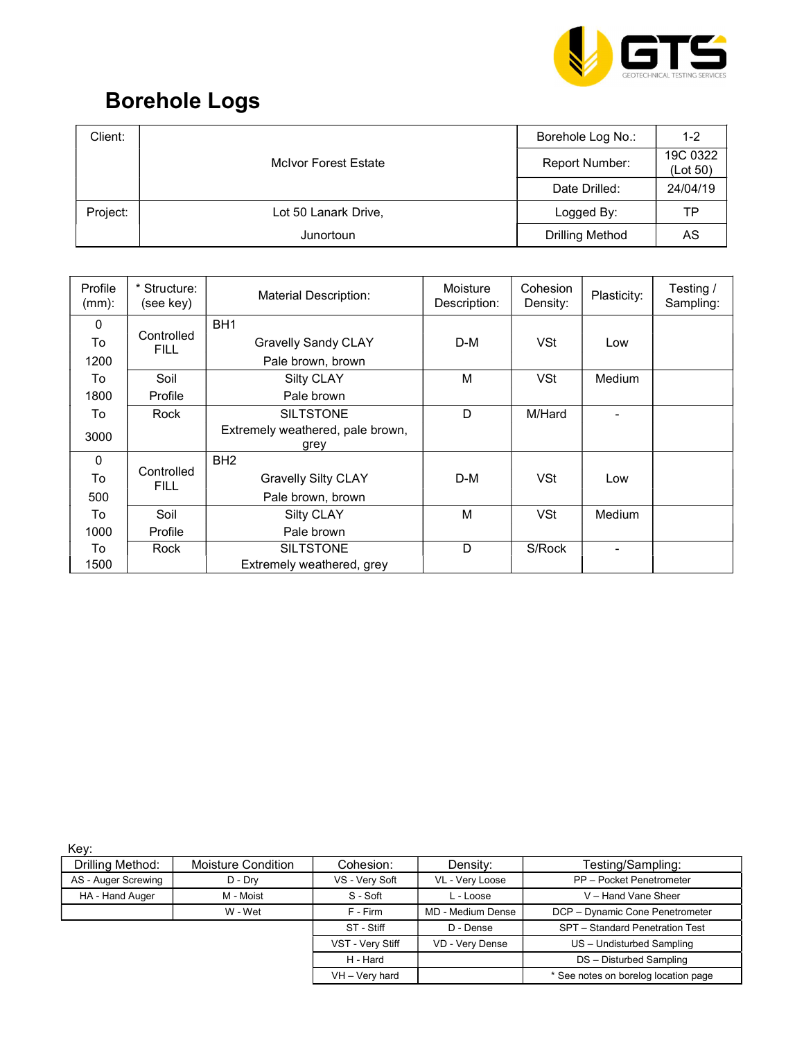GTS GEOTECHNICAL TESTING SERVICES

# Borehole Logs

| Client: | McIvor Forest Estate | Borehole Log No.: | 1-2 |
|---|---|---|---|
| | | Report Number: | 19C 0322 (Lot 50) |
| | | Date Drilled: | 24/04/19 |
| Project: | Lot 50 Lanark Drive, Junortoun | Logged By: | TP |
| | | Drilling Method | AS |

| Profile (mm): | * Structure: (see key) | Material Description: | Moisture Description: | Cohesion Density: | Plasticity: | Testing / Sampling: |
|---|---|---|---|---|---|---|
| 0 To 1200 | Controlled FILL | BH1 Gravelly Sandy CLAY Pale brown, brown | D-M | VSt | Low | |
| To 1800 | Soil Profile | Silty CLAY Pale brown | M | VSt | Medium | |
| To 3000 | Rock | SILTSTONE Extremely weathered, pale brown, grey | D | M/Hard | - | |
| 0 To 500 | Controlled FILL | BH2 Gravelly Silty CLAY Pale brown, brown | D-M | VSt | Low | |
| To 1000 | Soil Profile | Silty CLAY Pale brown | M | VSt | Medium | |
| To 1500 | Rock | SILTSTONE Extremely weathered, grey | D | S/Rock | - | |

Key:

| Drilling Method: | Moisture Condition | Cohesion: | Density: | Testing/Sampling: |
|---|---|---|---|---|
| AS - Auger Screwing | D - Dry | VS - Very Soft | VL - Very Loose | PP – Pocket Penetrometer |
| HA - Hand Auger | M - Moist | S - Soft | L - Loose | V – Hand Vane Sheer |
| | W - Wet | F - Firm | MD - Medium Dense | DCP – Dynamic Cone Penetrometer |
| | | ST - Stiff | D - Dense | SPT – Standard Penetration Test |
| | | VST - Very Stiff | VD - Very Dense | US – Undisturbed Sampling |
| | | H - Hard | | DS – Disturbed Sampling |
| | | VH – Very hard | | * See notes on borelog location page |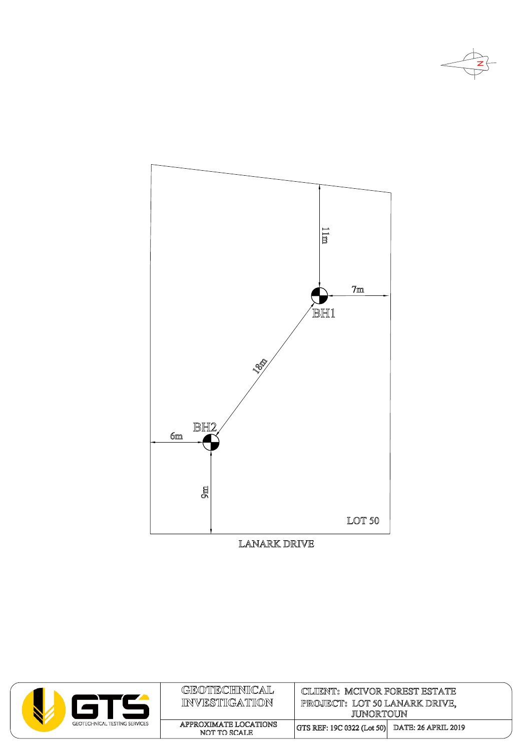N

11m

7m

BH1

18m

BH2

6m

9m

LOT 50

LANARK DRIVE

GTS
GEOTECHNICAL TESTING SERVICES

GEOTECHNICAL INVESTIGATION

APPROXIMATE LOCATIONS NOT TO SCALE

CLIENT: MCIVOR FOREST ESTATE

PROJECT: LOT 50 LANARK DRIVE, JUNORTOUN

GTS REF: 19C 0322 (Lot 50)

DATE: 26 APRIL 2019